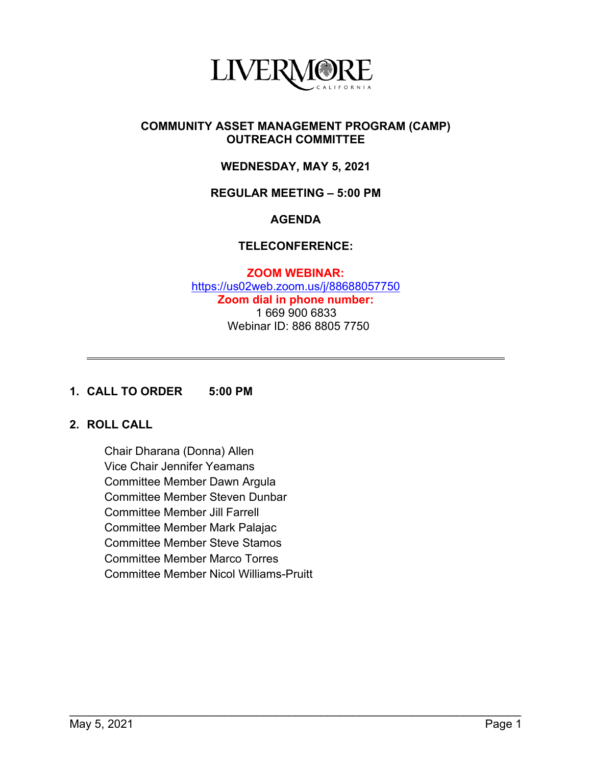LIVERMORE
CALIFORNIA

# COMMUNITY ASSET MANAGEMENT PROGRAM (CAMP) OUTREACH COMMITTEE

**WEDNESDAY, MAY 5, 2021**

**REGULAR MEETING – 5:00 PM**

**AGENDA**

**TELECONFERENCE:**

**ZOOM WEBINAR:**
https://us02web.zoom.us/j/88688057750
**Zoom dial in phone number:**
1 669 900 6833
Webinar ID: 886 8805 7750

---

## 1. CALL TO ORDER 5:00 PM

## 2. ROLL CALL

Chair Dharana (Donna) Allen
Vice Chair Jennifer Yeamans
Committee Member Dawn Argula
Committee Member Steven Dunbar
Committee Member Jill Farrell
Committee Member Mark Palajac
Committee Member Steve Stamos
Committee Member Marco Torres
Committee Member Nicol Williams-Pruitt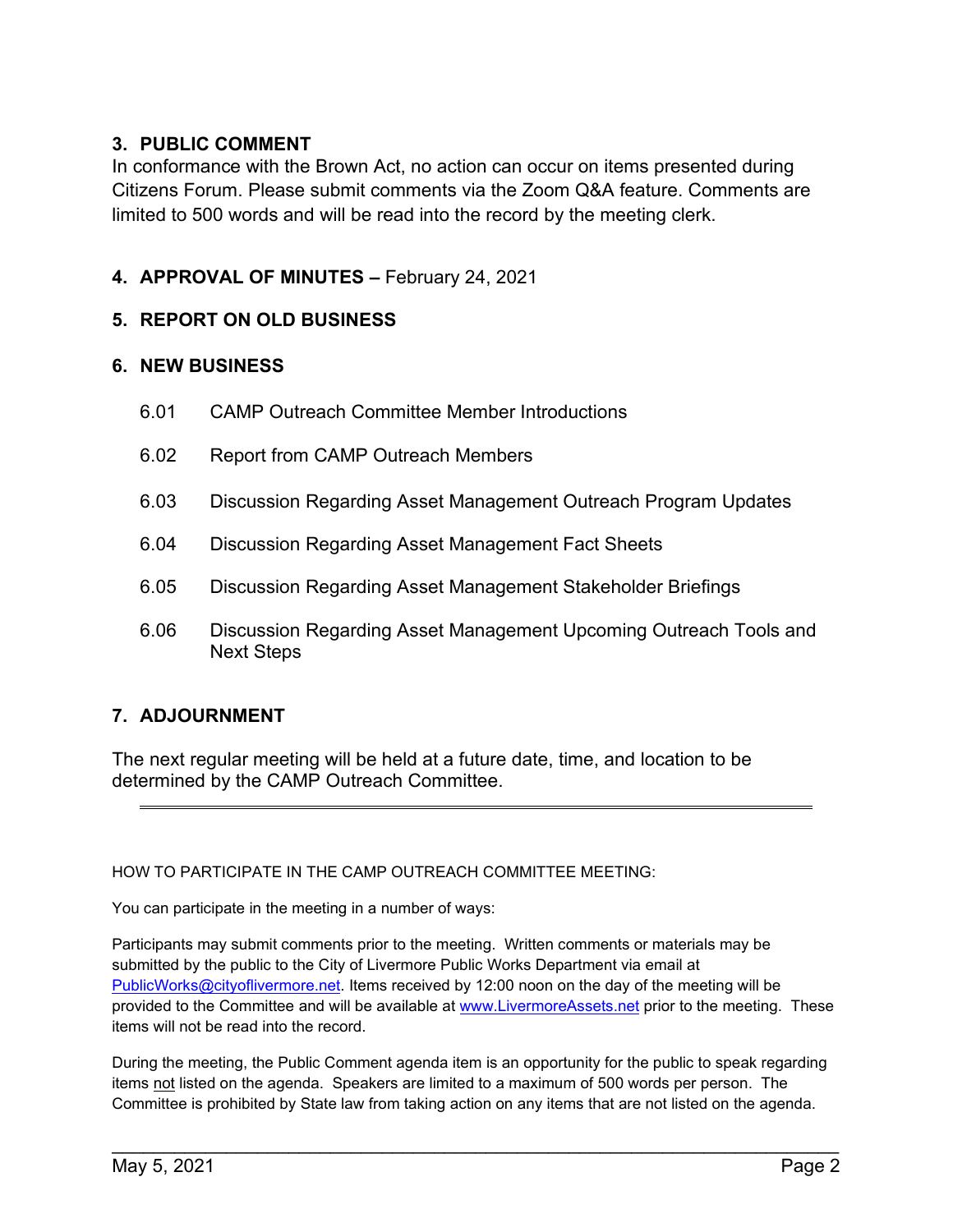## 3. PUBLIC COMMENT

In conformance with the Brown Act, no action can occur on items presented during Citizens Forum. Please submit comments via the Zoom Q&A feature. Comments are limited to 500 words and will be read into the record by the meeting clerk.

## 4. APPROVAL OF MINUTES – February 24, 2021

## 5. REPORT ON OLD BUSINESS

## 6. NEW BUSINESS

6.01 CAMP Outreach Committee Member Introductions

6.02 Report from CAMP Outreach Members

6.03 Discussion Regarding Asset Management Outreach Program Updates

6.04 Discussion Regarding Asset Management Fact Sheets

6.05 Discussion Regarding Asset Management Stakeholder Briefings

6.06 Discussion Regarding Asset Management Upcoming Outreach Tools and Next Steps

## 7. ADJOURNMENT

The next regular meeting will be held at a future date, time, and location to be determined by the CAMP Outreach Committee.

---

HOW TO PARTICIPATE IN THE CAMP OUTREACH COMMITTEE MEETING:

You can participate in the meeting in a number of ways:

Participants may submit comments prior to the meeting. Written comments or materials may be submitted by the public to the City of Livermore Public Works Department via email at PublicWorks@cityoflivermore.net. Items received by 12:00 noon on the day of the meeting will be provided to the Committee and will be available at www.LivermoreAssets.net prior to the meeting. These items will not be read into the record.

During the meeting, the Public Comment agenda item is an opportunity for the public to speak regarding items not listed on the agenda. Speakers are limited to a maximum of 500 words per person. The Committee is prohibited by State law from taking action on any items that are not listed on the agenda.

May 5, 2021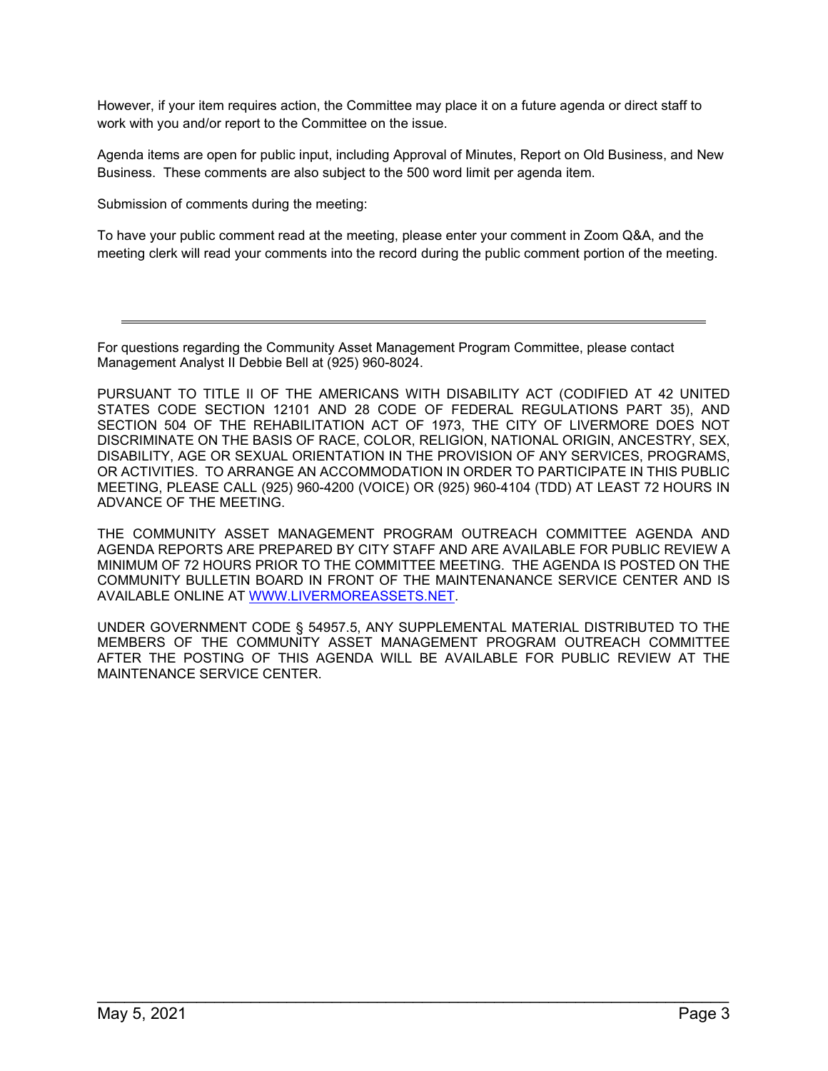However, if your item requires action, the Committee may place it on a future agenda or direct staff to work with you and/or report to the Committee on the issue.

Agenda items are open for public input, including Approval of Minutes, Report on Old Business, and New Business. These comments are also subject to the 500 word limit per agenda item.

Submission of comments during the meeting:

To have your public comment read at the meeting, please enter your comment in Zoom Q&A, and the meeting clerk will read your comments into the record during the public comment portion of the meeting.

---

For questions regarding the Community Asset Management Program Committee, please contact Management Analyst II Debbie Bell at (925) 960-8024.

PURSUANT TO TITLE II OF THE AMERICANS WITH DISABILITY ACT (CODIFIED AT 42 UNITED STATES CODE SECTION 12101 AND 28 CODE OF FEDERAL REGULATIONS PART 35), AND SECTION 504 OF THE REHABILITATION ACT OF 1973, THE CITY OF LIVERMORE DOES NOT DISCRIMINATE ON THE BASIS OF RACE, COLOR, RELIGION, NATIONAL ORIGIN, ANCESTRY, SEX, DISABILITY, AGE OR SEXUAL ORIENTATION IN THE PROVISION OF ANY SERVICES, PROGRAMS, OR ACTIVITIES. TO ARRANGE AN ACCOMMODATION IN ORDER TO PARTICIPATE IN THIS PUBLIC MEETING, PLEASE CALL (925) 960-4200 (VOICE) OR (925) 960-4104 (TDD) AT LEAST 72 HOURS IN ADVANCE OF THE MEETING.

THE COMMUNITY ASSET MANAGEMENT PROGRAM OUTREACH COMMITTEE AGENDA AND AGENDA REPORTS ARE PREPARED BY CITY STAFF AND ARE AVAILABLE FOR PUBLIC REVIEW A MINIMUM OF 72 HOURS PRIOR TO THE COMMITTEE MEETING. THE AGENDA IS POSTED ON THE COMMUNITY BULLETIN BOARD IN FRONT OF THE MAINTENANANCE SERVICE CENTER AND IS AVAILABLE ONLINE AT [WWW.LIVERMOREASSETS.NET](http://WWW.LIVERMOREASSETS.NET).

UNDER GOVERNMENT CODE § 54957.5, ANY SUPPLEMENTAL MATERIAL DISTRIBUTED TO THE MEMBERS OF THE COMMUNITY ASSET MANAGEMENT PROGRAM OUTREACH COMMITTEE AFTER THE POSTING OF THIS AGENDA WILL BE AVAILABLE FOR PUBLIC REVIEW AT THE MAINTENANCE SERVICE CENTER.